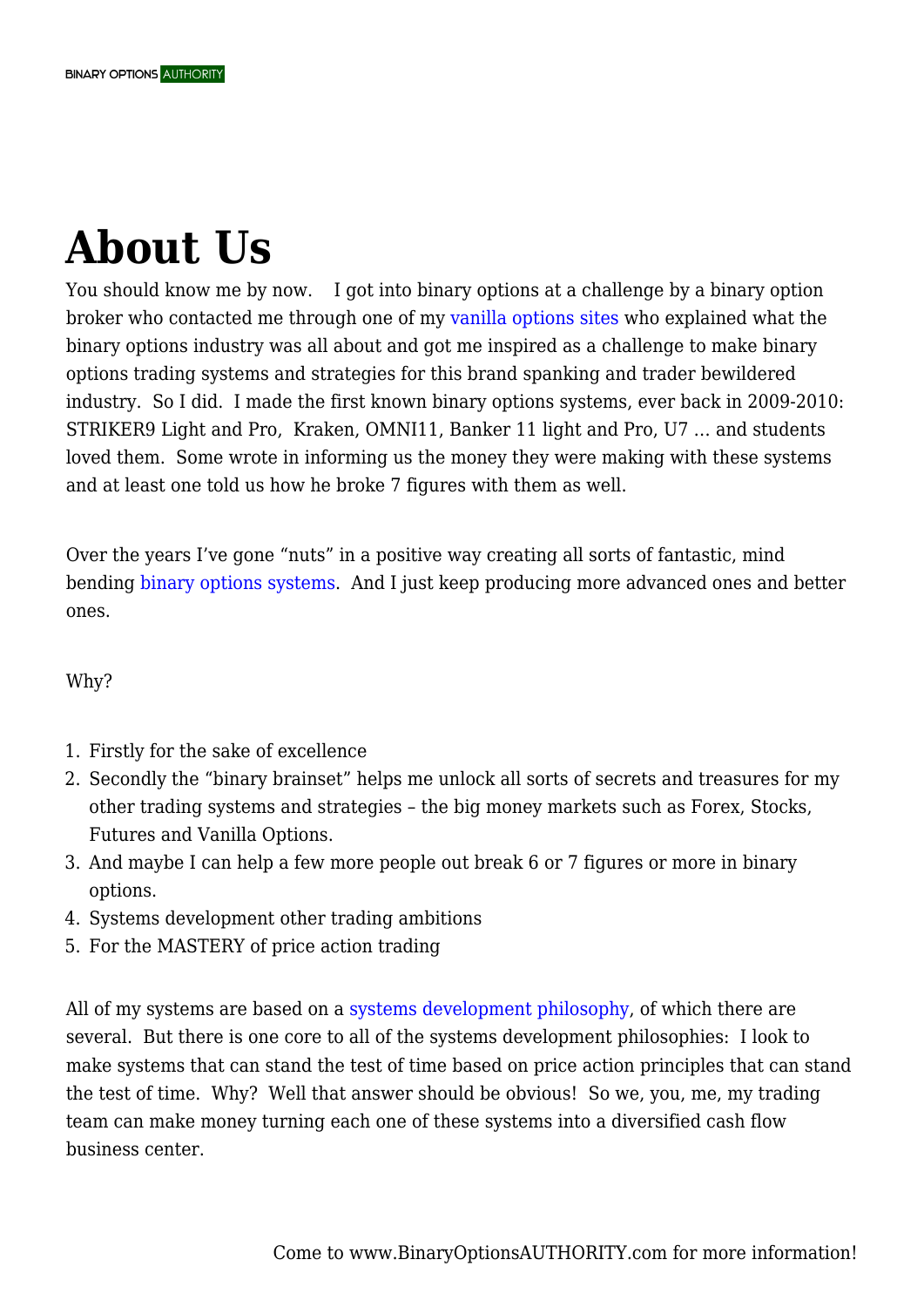# About Us

You should know me by now.    I got into binary options at a challenge by a binary option broker who contacted me through one of my vanilla options sites who explained what the binary options industry was all about and got me inspired as a challenge to make binary options trading systems and strategies for this brand spanking and trader bewildered industry.  So I did.  I made the first known binary options systems, ever back in 2009-2010: STRIKER9 Light and Pro,  Kraken, OMNI11, Banker 11 light and Pro, U7 … and students loved them.  Some wrote in informing us the money they were making with these systems and at least one told us how he broke 7 figures with them as well.

Over the years I've gone "nuts" in a positive way creating all sorts of fantastic, mind bending binary options systems.  And I just keep producing more advanced ones and better ones.

Why?

1. Firstly for the sake of excellence
2. Secondly the "binary brainset" helps me unlock all sorts of secrets and treasures for my other trading systems and strategies – the big money markets such as Forex, Stocks, Futures and Vanilla Options.
3. And maybe I can help a few more people out break 6 or 7 figures or more in binary options.
4. Systems development other trading ambitions
5. For the MASTERY of price action trading

All of my systems are based on a systems development philosophy, of which there are several.  But there is one core to all of the systems development philosophies:  I look to make systems that can stand the test of time based on price action principles that can stand the test of time.  Why?  Well that answer should be obvious!  So we, you, me, my trading team can make money turning each one of these systems into a diversified cash flow business center.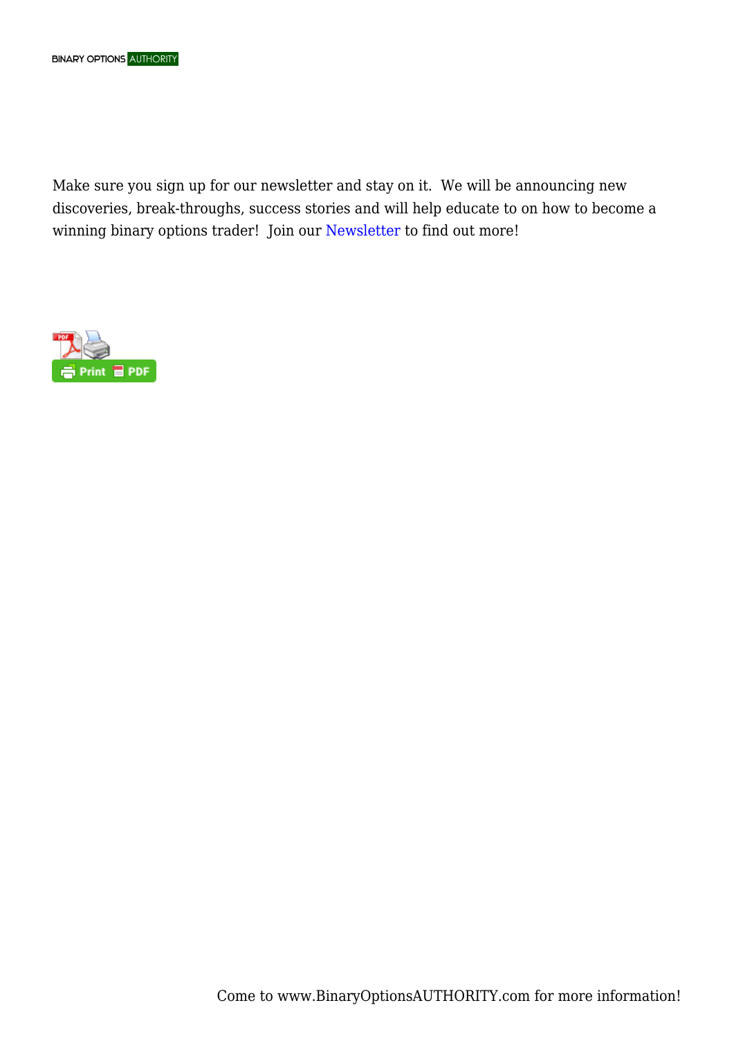Make sure you sign up for our newsletter and stay on it.  We will be announcing new discoveries, break-throughs, success stories and will help educate to on how to become a winning binary options trader!  Join our Newsletter to find out more!